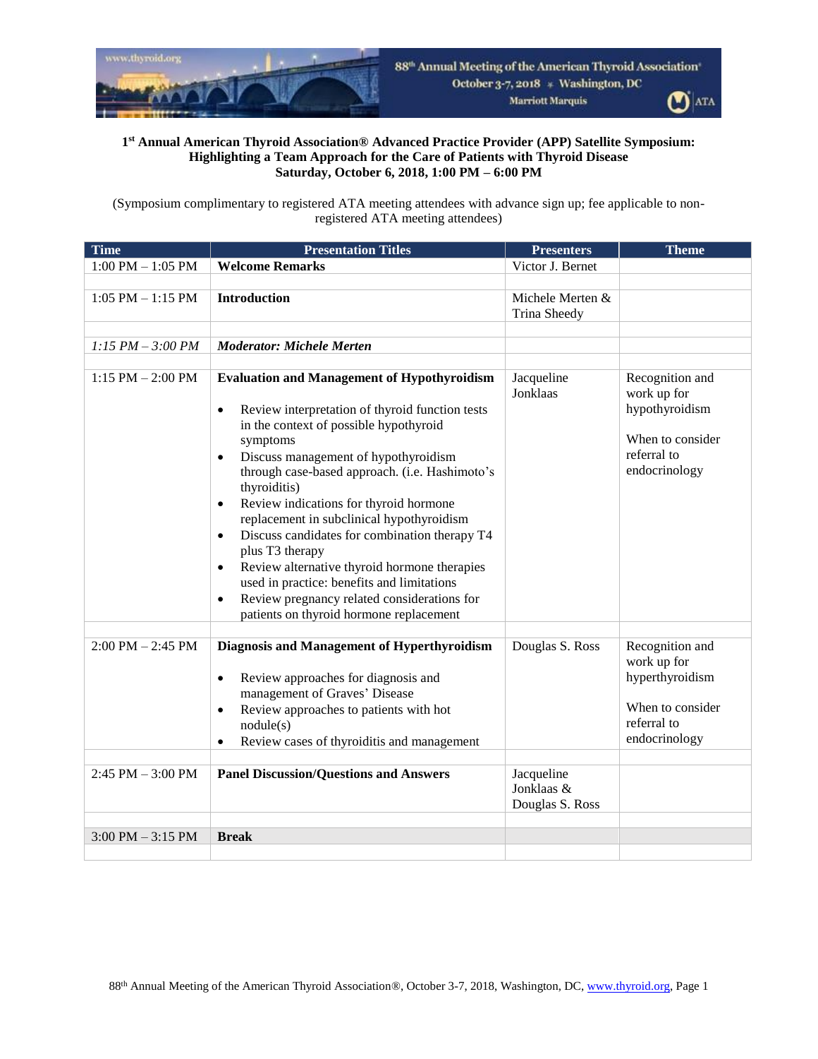## 1st Annual American Thyroid Association® Advanced Practice Provider (APP) Satellite Symposium: Highlighting a Team Approach for the Care of Patients with Thyroid Disease
### Saturday, October 6, 2018, 1:00 PM – 6:00 PM

(Symposium complimentary to registered ATA meeting attendees with advance sign up; fee applicable to non-registered ATA meeting attendees)

| Time | Presentation Titles | Presenters | Theme |
|---|---|---|---|
| 1:00 PM – 1:05 PM | **Welcome Remarks** | Victor J. Bernet | |
| | | | |
| 1:05 PM – 1:15 PM | **Introduction** | Michele Merten & Trina Sheedy | |
| | | | |
| *1:15 PM – 3:00 PM* | ***Moderator: Michele Merten*** | | |
| | | | |
| 1:15 PM – 2:00 PM | **Evaluation and Management of Hypothyroidism**<br>• Review interpretation of thyroid function tests in the context of possible hypothyroid symptoms<br>• Discuss management of hypothyroidism through case-based approach. (i.e. Hashimoto's thyroiditis)<br>• Review indications for thyroid hormone replacement in subclinical hypothyroidism<br>• Discuss candidates for combination therapy T4 plus T3 therapy<br>• Review alternative thyroid hormone therapies used in practice: benefits and limitations<br>• Review pregnancy related considerations for patients on thyroid hormone replacement | Jacqueline Jonklaas | Recognition and work up for hypothyroidism<br><br>When to consider referral to endocrinology |
| | | | |
| 2:00 PM – 2:45 PM | **Diagnosis and Management of Hyperthyroidism**<br>• Review approaches for diagnosis and management of Graves' Disease<br>• Review approaches to patients with hot nodule(s)<br>• Review cases of thyroiditis and management | Douglas S. Ross | Recognition and work up for hyperthyroidism<br><br>When to consider referral to endocrinology |
| | | | |
| 2:45 PM – 3:00 PM | **Panel Discussion/Questions and Answers** | Jacqueline Jonklaas & Douglas S. Ross | |
| | | | |
| 3:00 PM – 3:15 PM | **Break** | | |
| | | | |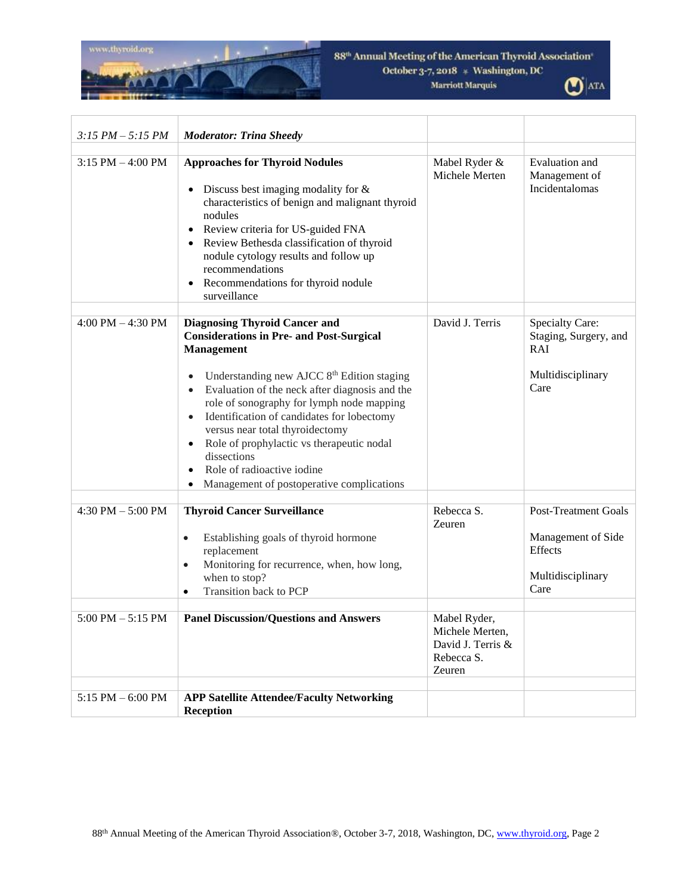| | | | |
|---|---|---|---|
| *3:15 PM – 5:15 PM* | ***Moderator: Trina Sheedy*** | | |
| 3:15 PM – 4:00 PM | **Approaches for Thyroid Nodules**<br><br>• Discuss best imaging modality for & characteristics of benign and malignant thyroid nodules<br>• Review criteria for US-guided FNA<br>• Review Bethesda classification of thyroid nodule cytology results and follow up recommendations<br>• Recommendations for thyroid nodule surveillance | Mabel Ryder & Michele Merten | Evaluation and Management of Incidentalomas |
| 4:00 PM – 4:30 PM | **Diagnosing Thyroid Cancer and Considerations in Pre- and Post-Surgical Management**<br><br>• Understanding new AJCC 8th Edition staging<br>• Evaluation of the neck after diagnosis and the role of sonography for lymph node mapping<br>• Identification of candidates for lobectomy versus near total thyroidectomy<br>• Role of prophylactic vs therapeutic nodal dissections<br>• Role of radioactive iodine<br>• Management of postoperative complications | David J. Terris | Specialty Care: Staging, Surgery, and RAI<br><br>Multidisciplinary Care |
| 4:30 PM – 5:00 PM | **Thyroid Cancer Surveillance**<br><br>• Establishing goals of thyroid hormone replacement<br>• Monitoring for recurrence, when, how long, when to stop?<br>• Transition back to PCP | Rebecca S. Zeuren | Post-Treatment Goals<br><br>Management of Side Effects<br><br>Multidisciplinary Care |
| 5:00 PM – 5:15 PM | **Panel Discussion/Questions and Answers** | Mabel Ryder, Michele Merten, David J. Terris & Rebecca S. Zeuren | |
| 5:15 PM – 6:00 PM | **APP Satellite Attendee/Faculty Networking Reception** | | |